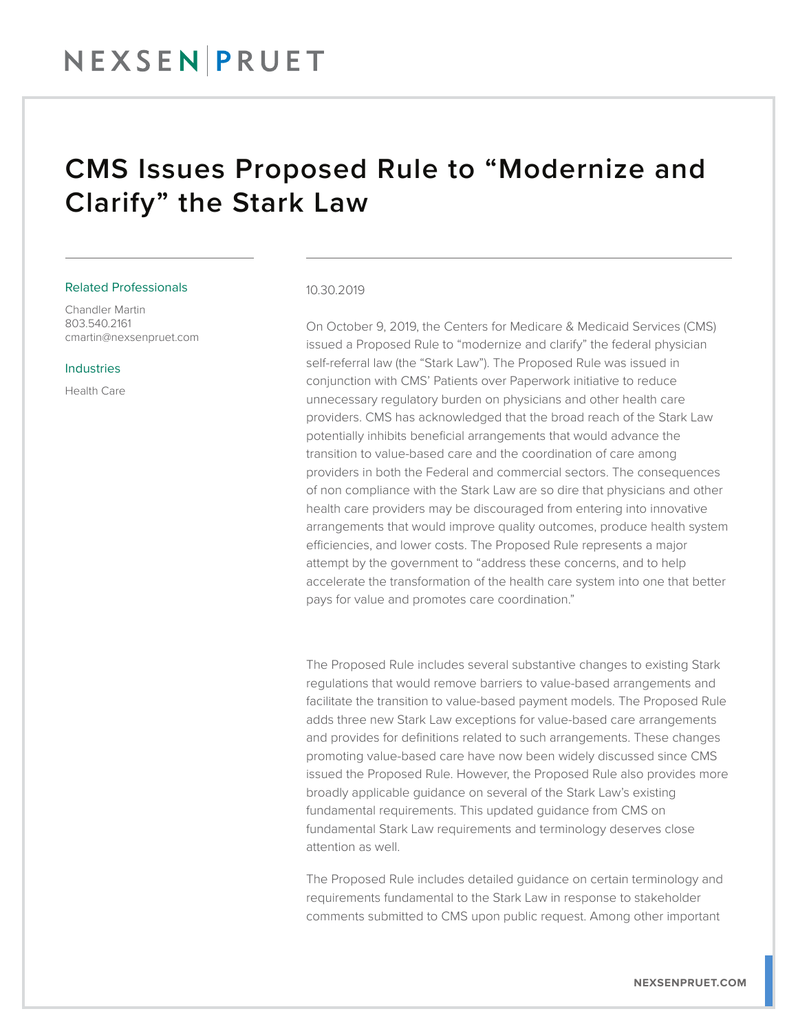# CMS Issues Proposed Rule to "Modernize and Clarify" the Stark Law

**Related Professionals**

Chandler Martin
803.540.2161
cmartin@nexsenpruet.com

**Industries**

Health Care

10.30.2019

On October 9, 2019, the Centers for Medicare & Medicaid Services (CMS) issued a Proposed Rule to "modernize and clarify" the federal physician self-referral law (the "Stark Law"). The Proposed Rule was issued in conjunction with CMS' Patients over Paperwork initiative to reduce unnecessary regulatory burden on physicians and other health care providers. CMS has acknowledged that the broad reach of the Stark Law potentially inhibits beneficial arrangements that would advance the transition to value-based care and the coordination of care among providers in both the Federal and commercial sectors. The consequences of non compliance with the Stark Law are so dire that physicians and other health care providers may be discouraged from entering into innovative arrangements that would improve quality outcomes, produce health system efficiencies, and lower costs. The Proposed Rule represents a major attempt by the government to "address these concerns, and to help accelerate the transformation of the health care system into one that better pays for value and promotes care coordination."

The Proposed Rule includes several substantive changes to existing Stark regulations that would remove barriers to value-based arrangements and facilitate the transition to value-based payment models. The Proposed Rule adds three new Stark Law exceptions for value-based care arrangements and provides for definitions related to such arrangements. These changes promoting value-based care have now been widely discussed since CMS issued the Proposed Rule. However, the Proposed Rule also provides more broadly applicable guidance on several of the Stark Law's existing fundamental requirements. This updated guidance from CMS on fundamental Stark Law requirements and terminology deserves close attention as well.

The Proposed Rule includes detailed guidance on certain terminology and requirements fundamental to the Stark Law in response to stakeholder comments submitted to CMS upon public request. Among other important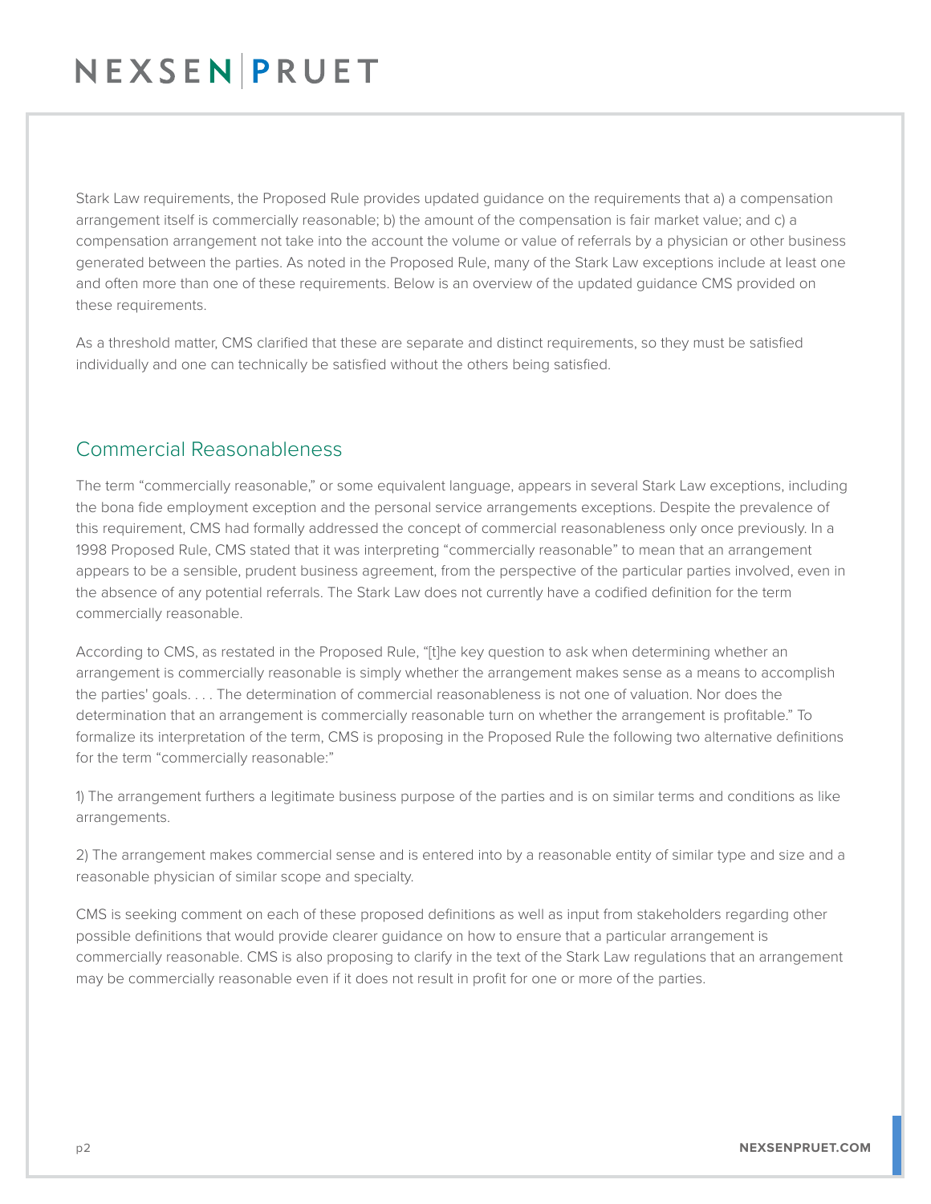Stark Law requirements, the Proposed Rule provides updated guidance on the requirements that a) a compensation arrangement itself is commercially reasonable; b) the amount of the compensation is fair market value; and c) a compensation arrangement not take into the account the volume or value of referrals by a physician or other business generated between the parties. As noted in the Proposed Rule, many of the Stark Law exceptions include at least one and often more than one of these requirements. Below is an overview of the updated guidance CMS provided on these requirements.

As a threshold matter, CMS clarified that these are separate and distinct requirements, so they must be satisfied individually and one can technically be satisfied without the others being satisfied.

## Commercial Reasonableness

The term "commercially reasonable," or some equivalent language, appears in several Stark Law exceptions, including the bona fide employment exception and the personal service arrangements exceptions. Despite the prevalence of this requirement, CMS had formally addressed the concept of commercial reasonableness only once previously. In a 1998 Proposed Rule, CMS stated that it was interpreting "commercially reasonable" to mean that an arrangement appears to be a sensible, prudent business agreement, from the perspective of the particular parties involved, even in the absence of any potential referrals. The Stark Law does not currently have a codified definition for the term commercially reasonable.

According to CMS, as restated in the Proposed Rule, "[t]he key question to ask when determining whether an arrangement is commercially reasonable is simply whether the arrangement makes sense as a means to accomplish the parties' goals. . . . The determination of commercial reasonableness is not one of valuation. Nor does the determination that an arrangement is commercially reasonable turn on whether the arrangement is profitable." To formalize its interpretation of the term, CMS is proposing in the Proposed Rule the following two alternative definitions for the term "commercially reasonable:"

1) The arrangement furthers a legitimate business purpose of the parties and is on similar terms and conditions as like arrangements.

2) The arrangement makes commercial sense and is entered into by a reasonable entity of similar type and size and a reasonable physician of similar scope and specialty.

CMS is seeking comment on each of these proposed definitions as well as input from stakeholders regarding other possible definitions that would provide clearer guidance on how to ensure that a particular arrangement is commercially reasonable. CMS is also proposing to clarify in the text of the Stark Law regulations that an arrangement may be commercially reasonable even if it does not result in profit for one or more of the parties.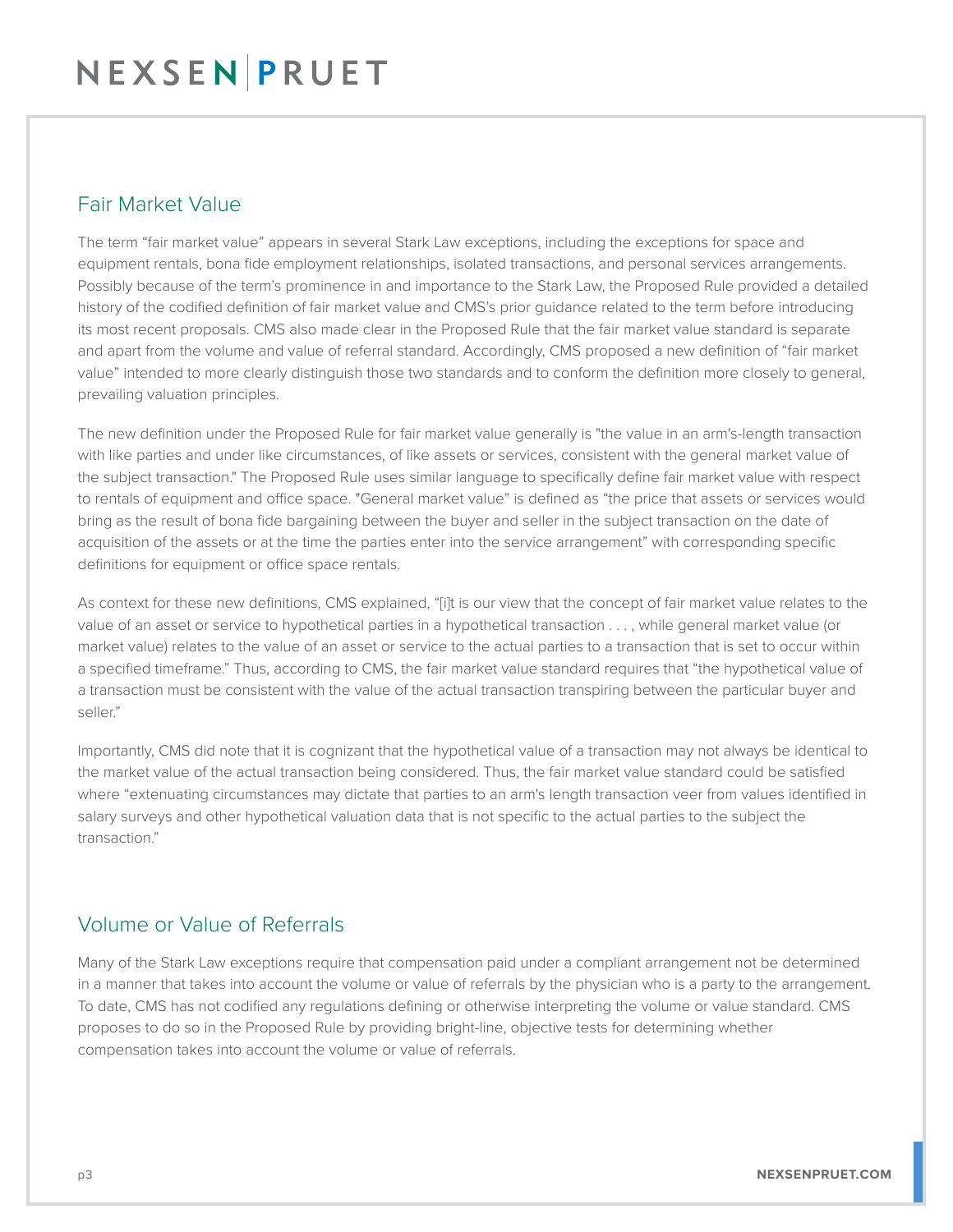## Fair Market Value

The term "fair market value" appears in several Stark Law exceptions, including the exceptions for space and equipment rentals, bona fide employment relationships, isolated transactions, and personal services arrangements. Possibly because of the term's prominence in and importance to the Stark Law, the Proposed Rule provided a detailed history of the codified definition of fair market value and CMS's prior guidance related to the term before introducing its most recent proposals. CMS also made clear in the Proposed Rule that the fair market value standard is separate and apart from the volume and value of referral standard. Accordingly, CMS proposed a new definition of "fair market value" intended to more clearly distinguish those two standards and to conform the definition more closely to general, prevailing valuation principles.

The new definition under the Proposed Rule for fair market value generally is "the value in an arm's-length transaction with like parties and under like circumstances, of like assets or services, consistent with the general market value of the subject transaction." The Proposed Rule uses similar language to specifically define fair market value with respect to rentals of equipment and office space. "General market value" is defined as "the price that assets or services would bring as the result of bona fide bargaining between the buyer and seller in the subject transaction on the date of acquisition of the assets or at the time the parties enter into the service arrangement" with corresponding specific definitions for equipment or office space rentals.

As context for these new definitions, CMS explained, "[i]t is our view that the concept of fair market value relates to the value of an asset or service to hypothetical parties in a hypothetical transaction . . . , while general market value (or market value) relates to the value of an asset or service to the actual parties to a transaction that is set to occur within a specified timeframe." Thus, according to CMS, the fair market value standard requires that "the hypothetical value of a transaction must be consistent with the value of the actual transaction transpiring between the particular buyer and seller."

Importantly, CMS did note that it is cognizant that the hypothetical value of a transaction may not always be identical to the market value of the actual transaction being considered. Thus, the fair market value standard could be satisfied where "extenuating circumstances may dictate that parties to an arm's length transaction veer from values identified in salary surveys and other hypothetical valuation data that is not specific to the actual parties to the subject the transaction."

## Volume or Value of Referrals

Many of the Stark Law exceptions require that compensation paid under a compliant arrangement not be determined in a manner that takes into account the volume or value of referrals by the physician who is a party to the arrangement. To date, CMS has not codified any regulations defining or otherwise interpreting the volume or value standard. CMS proposes to do so in the Proposed Rule by providing bright-line, objective tests for determining whether compensation takes into account the volume or value of referrals.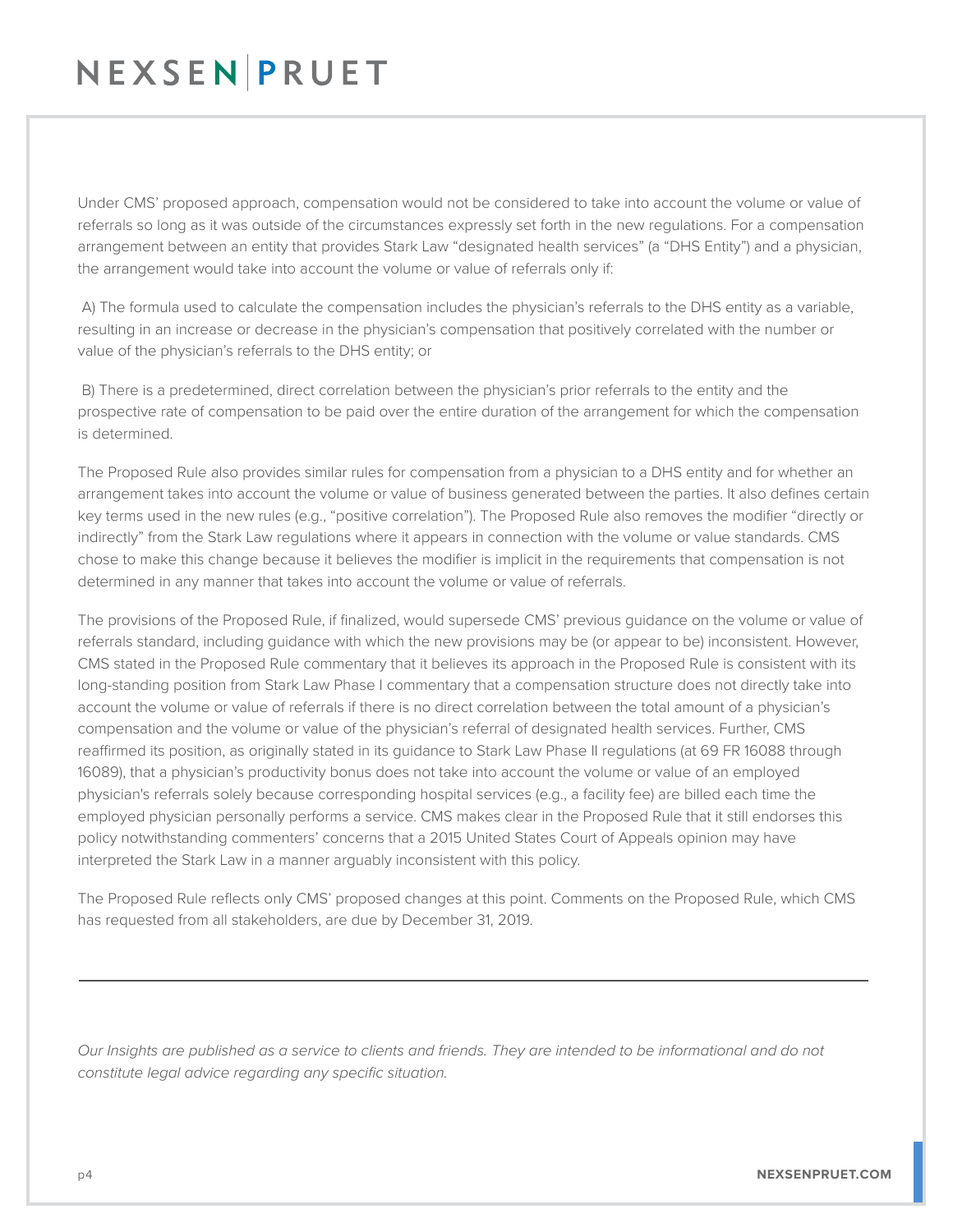Under CMS' proposed approach, compensation would not be considered to take into account the volume or value of referrals so long as it was outside of the circumstances expressly set forth in the new regulations. For a compensation arrangement between an entity that provides Stark Law "designated health services" (a "DHS Entity") and a physician, the arrangement would take into account the volume or value of referrals only if:

A) The formula used to calculate the compensation includes the physician's referrals to the DHS entity as a variable, resulting in an increase or decrease in the physician's compensation that positively correlated with the number or value of the physician's referrals to the DHS entity; or

B) There is a predetermined, direct correlation between the physician's prior referrals to the entity and the prospective rate of compensation to be paid over the entire duration of the arrangement for which the compensation is determined.

The Proposed Rule also provides similar rules for compensation from a physician to a DHS entity and for whether an arrangement takes into account the volume or value of business generated between the parties. It also defines certain key terms used in the new rules (e.g., "positive correlation"). The Proposed Rule also removes the modifier "directly or indirectly" from the Stark Law regulations where it appears in connection with the volume or value standards. CMS chose to make this change because it believes the modifier is implicit in the requirements that compensation is not determined in any manner that takes into account the volume or value of referrals.

The provisions of the Proposed Rule, if finalized, would supersede CMS' previous guidance on the volume or value of referrals standard, including guidance with which the new provisions may be (or appear to be) inconsistent. However, CMS stated in the Proposed Rule commentary that it believes its approach in the Proposed Rule is consistent with its long-standing position from Stark Law Phase I commentary that a compensation structure does not directly take into account the volume or value of referrals if there is no direct correlation between the total amount of a physician's compensation and the volume or value of the physician's referral of designated health services. Further, CMS reaffirmed its position, as originally stated in its guidance to Stark Law Phase II regulations (at 69 FR 16088 through 16089), that a physician's productivity bonus does not take into account the volume or value of an employed physician's referrals solely because corresponding hospital services (e.g., a facility fee) are billed each time the employed physician personally performs a service. CMS makes clear in the Proposed Rule that it still endorses this policy notwithstanding commenters' concerns that a 2015 United States Court of Appeals opinion may have interpreted the Stark Law in a manner arguably inconsistent with this policy.

The Proposed Rule reflects only CMS' proposed changes at this point. Comments on the Proposed Rule, which CMS has requested from all stakeholders, are due by December 31, 2019.

---

*Our Insights are published as a service to clients and friends. They are intended to be informational and do not constitute legal advice regarding any specific situation.*